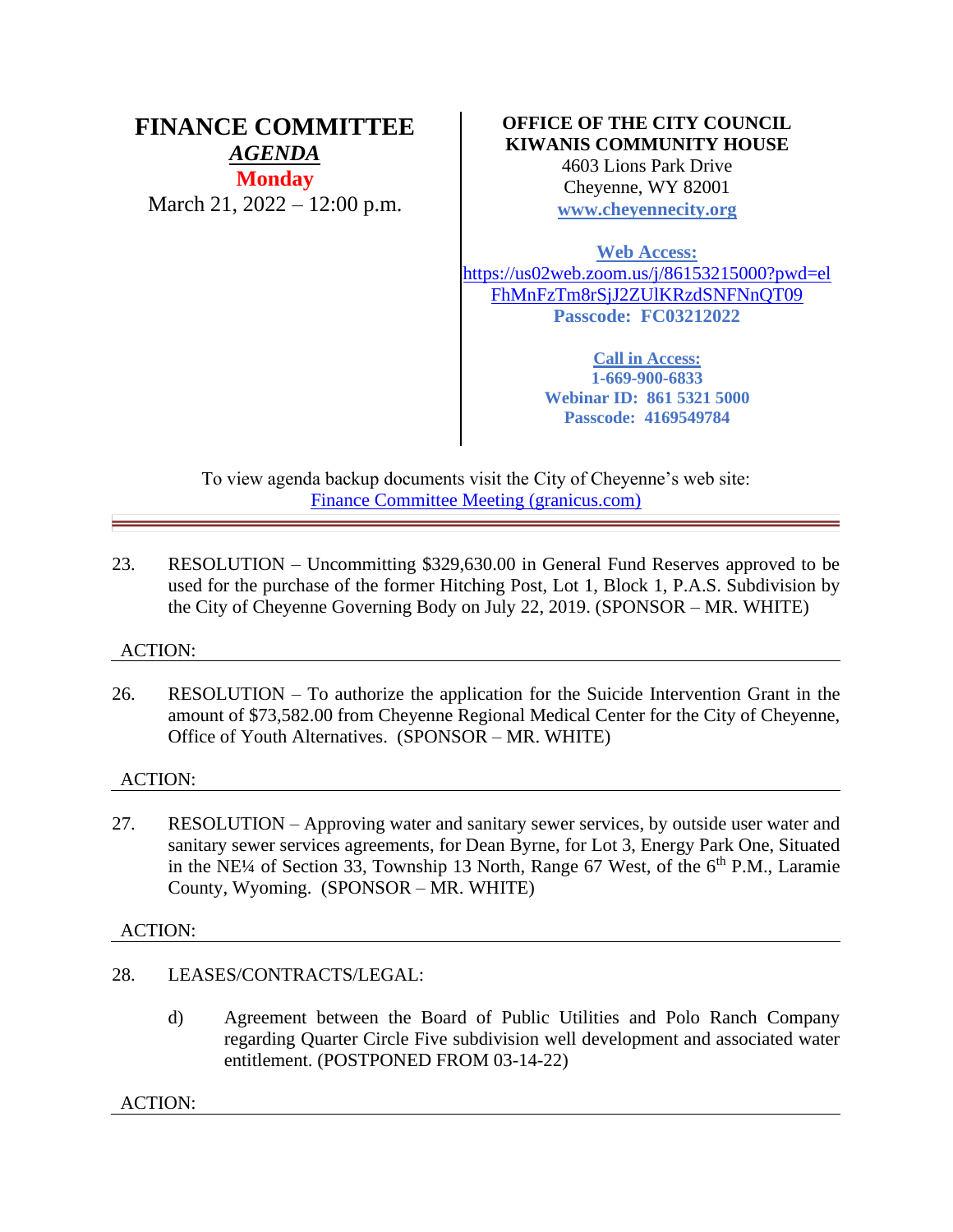# FINANCE COMMITTEE

***AGENDA***

**Monday**

March 21, 2022 – 12:00 p.m.

**OFFICE OF THE CITY COUNCIL**
**KIWANIS COMMUNITY HOUSE**
4603 Lions Park Drive
Cheyenne, WY 82001
**www.cheyennecity.org**

**Web Access:**
https://us02web.zoom.us/j/86153215000?pwd=elFhMnFzTm8rSjJ2ZUlKRzdSNFNnQT09
**Passcode: FC03212022**

**Call in Access:**
**1-669-900-6833**
**Webinar ID: 861 5321 5000**
**Passcode: 4169549784**

To view agenda backup documents visit the City of Cheyenne's web site:
Finance Committee Meeting (granicus.com)

---

23. RESOLUTION – Uncommitting $329,630.00 in General Fund Reserves approved to be used for the purchase of the former Hitching Post, Lot 1, Block 1, P.A.S. Subdivision by the City of Cheyenne Governing Body on July 22, 2019. (SPONSOR – MR. WHITE)

ACTION:

---

26. RESOLUTION – To authorize the application for the Suicide Intervention Grant in the amount of $73,582.00 from Cheyenne Regional Medical Center for the City of Cheyenne, Office of Youth Alternatives. (SPONSOR – MR. WHITE)

ACTION:

---

27. RESOLUTION – Approving water and sanitary sewer services, by outside user water and sanitary sewer services agreements, for Dean Byrne, for Lot 3, Energy Park One, Situated in the NE¼ of Section 33, Township 13 North, Range 67 West, of the 6th P.M., Laramie County, Wyoming. (SPONSOR – MR. WHITE)

ACTION:

---

28. LEASES/CONTRACTS/LEGAL:

    d) Agreement between the Board of Public Utilities and Polo Ranch Company regarding Quarter Circle Five subdivision well development and associated water entitlement. (POSTPONED FROM 03-14-22)

ACTION:

---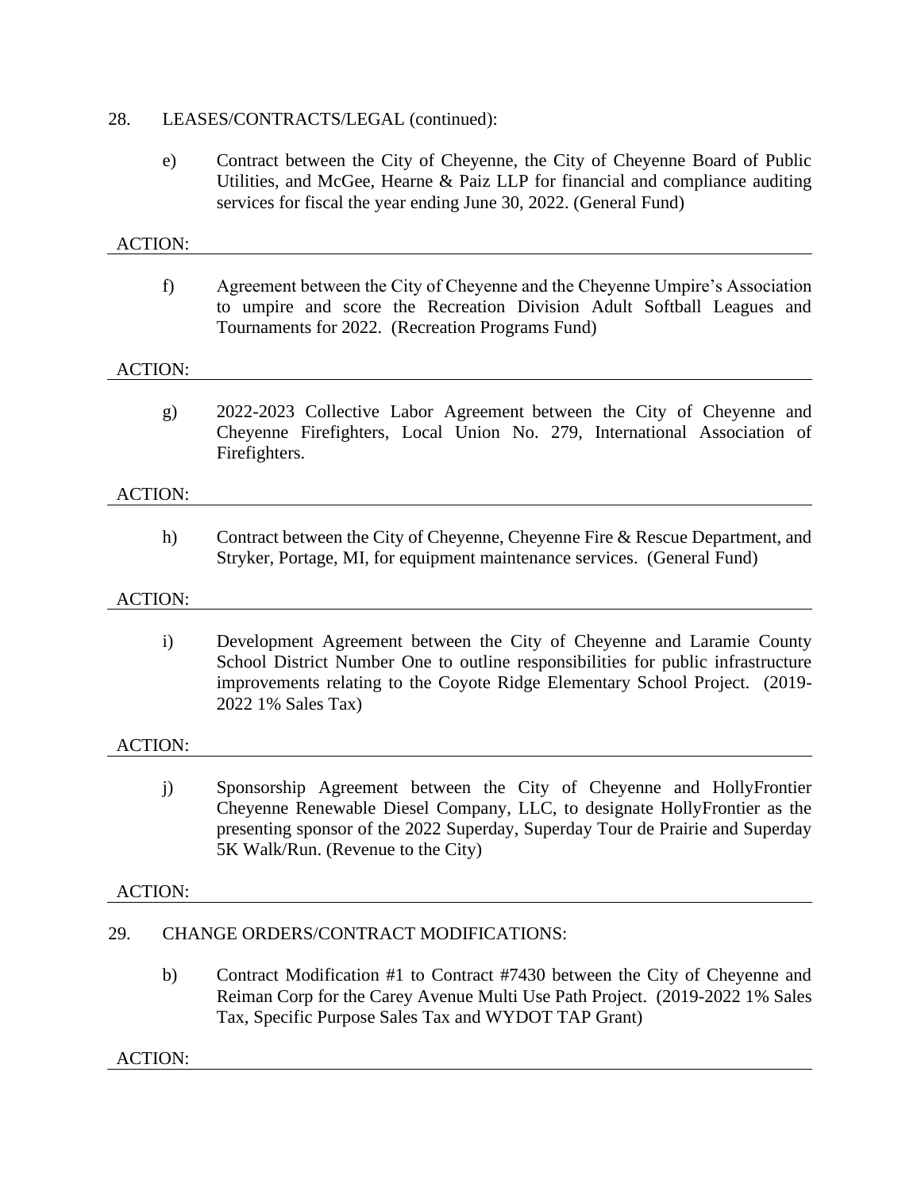28. LEASES/CONTRACTS/LEGAL (continued):

   e) Contract between the City of Cheyenne, the City of Cheyenne Board of Public Utilities, and McGee, Hearne & Paiz LLP for financial and compliance auditing services for fiscal the year ending June 30, 2022. (General Fund)

ACTION:

---

   f) Agreement between the City of Cheyenne and the Cheyenne Umpire's Association to umpire and score the Recreation Division Adult Softball Leagues and Tournaments for 2022. (Recreation Programs Fund)

ACTION:

---

   g) 2022-2023 Collective Labor Agreement between the City of Cheyenne and Cheyenne Firefighters, Local Union No. 279, International Association of Firefighters.

ACTION:

---

   h) Contract between the City of Cheyenne, Cheyenne Fire & Rescue Department, and Stryker, Portage, MI, for equipment maintenance services. (General Fund)

ACTION:

---

   i) Development Agreement between the City of Cheyenne and Laramie County School District Number One to outline responsibilities for public infrastructure improvements relating to the Coyote Ridge Elementary School Project. (2019-2022 1% Sales Tax)

ACTION:

---

   j) Sponsorship Agreement between the City of Cheyenne and HollyFrontier Cheyenne Renewable Diesel Company, LLC, to designate HollyFrontier as the presenting sponsor of the 2022 Superday, Superday Tour de Prairie and Superday 5K Walk/Run. (Revenue to the City)

ACTION:

---

29. CHANGE ORDERS/CONTRACT MODIFICATIONS:

   b) Contract Modification #1 to Contract #7430 between the City of Cheyenne and Reiman Corp for the Carey Avenue Multi Use Path Project. (2019-2022 1% Sales Tax, Specific Purpose Sales Tax and WYDOT TAP Grant)

ACTION:

---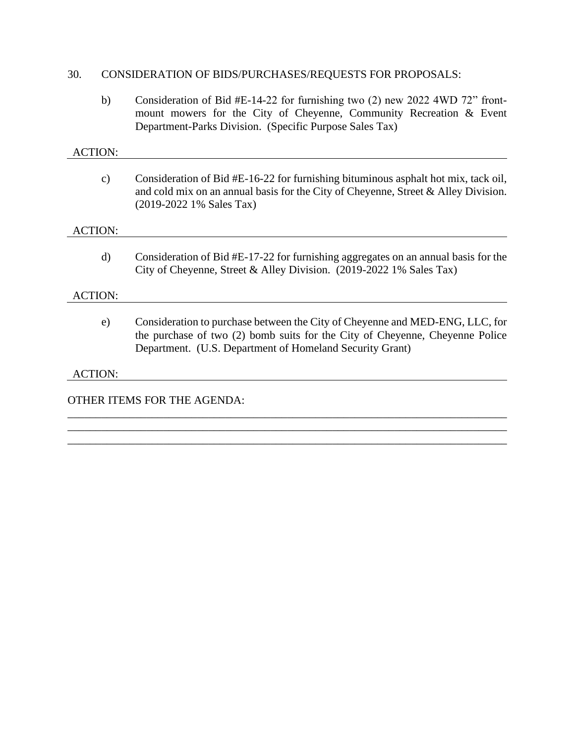30. CONSIDERATION OF BIDS/PURCHASES/REQUESTS FOR PROPOSALS:

   b) Consideration of Bid #E-14-22 for furnishing two (2) new 2022 4WD 72" front-mount mowers for the City of Cheyenne, Community Recreation & Event Department-Parks Division. (Specific Purpose Sales Tax)

ACTION: ______________________________________________________________

   c) Consideration of Bid #E-16-22 for furnishing bituminous asphalt hot mix, tack oil, and cold mix on an annual basis for the City of Cheyenne, Street & Alley Division. (2019-2022 1% Sales Tax)

ACTION: ______________________________________________________________

   d) Consideration of Bid #E-17-22 for furnishing aggregates on an annual basis for the City of Cheyenne, Street & Alley Division. (2019-2022 1% Sales Tax)

ACTION: ______________________________________________________________

   e) Consideration to purchase between the City of Cheyenne and MED-ENG, LLC, for the purchase of two (2) bomb suits for the City of Cheyenne, Cheyenne Police Department. (U.S. Department of Homeland Security Grant)

ACTION: ______________________________________________________________

OTHER ITEMS FOR THE AGENDA:

______________________________________________________________________

______________________________________________________________________

______________________________________________________________________